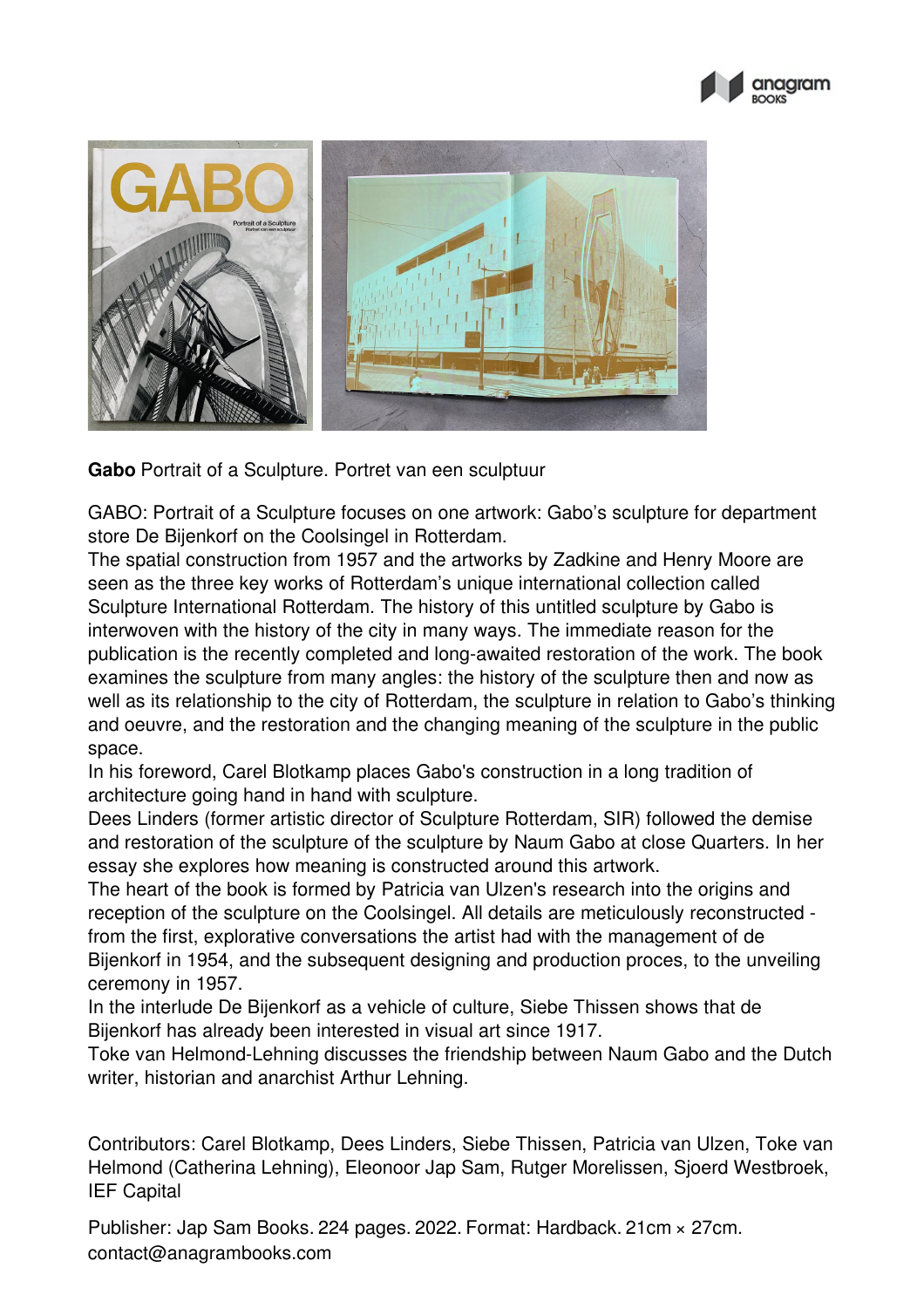**Gabo** Portrait of a Sculpture. Portret van een sculptuur

GABO: Portrait of a Sculpture focuses on one artwork: Gabo's sculpture for department store De Bijenkorf on the Coolsingel in Rotterdam.
The spatial construction from 1957 and the artworks by Zadkine and Henry Moore are seen as the three key works of Rotterdam's unique international collection called Sculpture International Rotterdam. The history of this untitled sculpture by Gabo is interwoven with the history of the city in many ways. The immediate reason for the publication is the recently completed and long-awaited restoration of the work. The book examines the sculpture from many angles: the history of the sculpture then and now as well as its relationship to the city of Rotterdam, the sculpture in relation to Gabo's thinking and oeuvre, and the restoration and the changing meaning of the sculpture in the public space.
In his foreword, Carel Blotkamp places Gabo's construction in a long tradition of architecture going hand in hand with sculpture.
Dees Linders (former artistic director of Sculpture Rotterdam, SIR) followed the demise and restoration of the sculpture of the sculpture by Naum Gabo at close Quarters. In her essay she explores how meaning is constructed around this artwork.
The heart of the book is formed by Patricia van Ulzen's research into the origins and reception of the sculpture on the Coolsingel. All details are meticulously reconstructed - from the first, explorative conversations the artist had with the management of de Bijenkorf in 1954, and the subsequent designing and production proces, to the unveiling ceremony in 1957.
In the interlude De Bijenkorf as a vehicle of culture, Siebe Thissen shows that de Bijenkorf has already been interested in visual art since 1917.
Toke van Helmond-Lehning discusses the friendship between Naum Gabo and the Dutch writer, historian and anarchist Arthur Lehning.

Contributors: Carel Blotkamp, Dees Linders, Siebe Thissen, Patricia van Ulzen, Toke van Helmond (Catherina Lehning), Eleonoor Jap Sam, Rutger Morelissen, Sjoerd Westbroek, IEF Capital

Publisher: Jap Sam Books. 224 pages. 2022. Format: Hardback. 21cm × 27cm.
contact@anagrambooks.com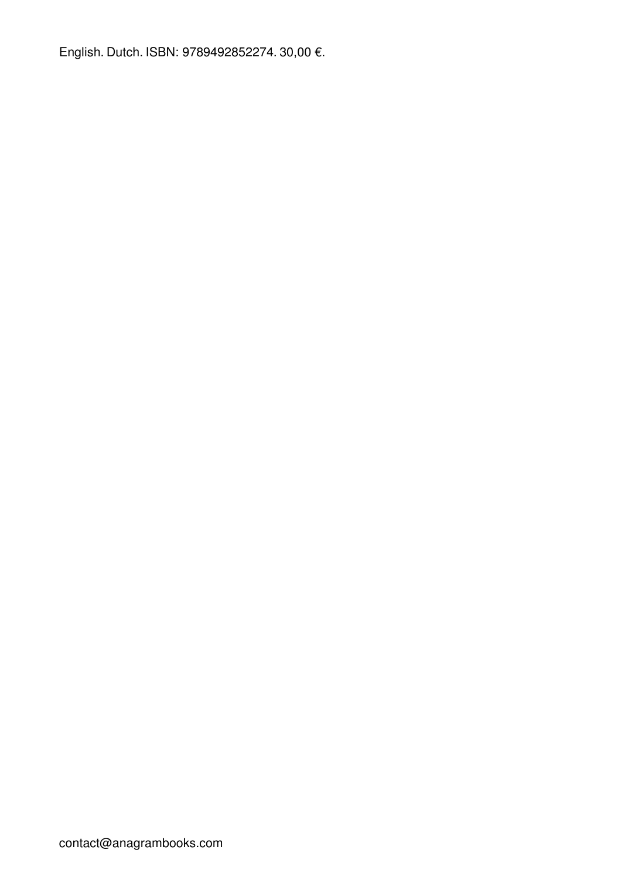English. Dutch. ISBN: 9789492852274. 30,00 €.

contact@anagrambooks.com